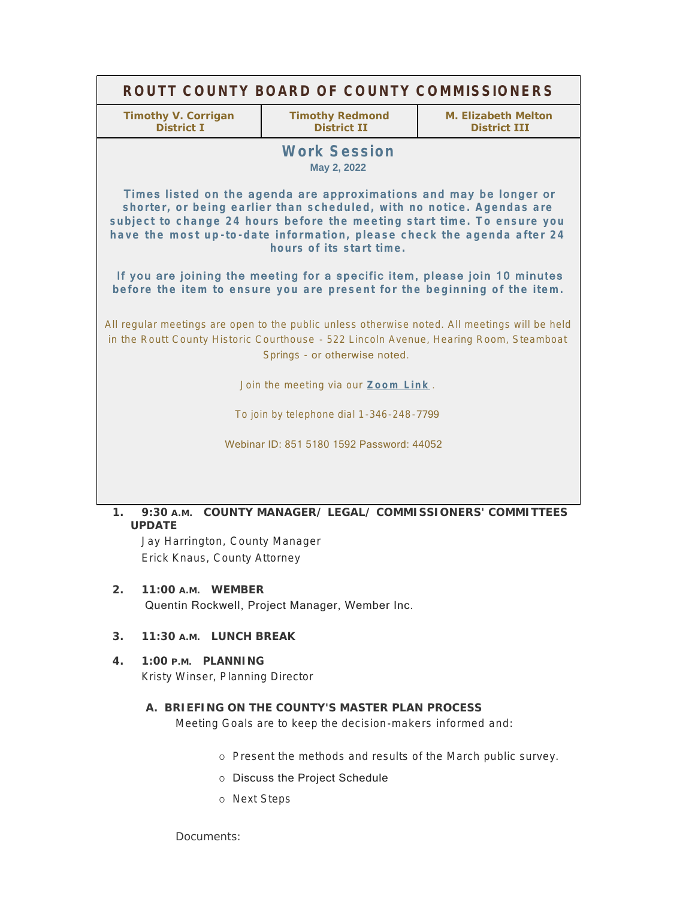# ROUTT COUNTY BOARD OF COUNTY COMMISSIONERS

| Timothy V. Corrigan District I | Timothy Redmond District II | M. Elizabeth Melton District III |
|---|---|---|

## Work Session

**May 2, 2022**

**Times listed on the agenda are approximations and may be longer or shorter, or being earlier than scheduled, with no notice. Agendas are subject to change 24 hours before the meeting start time. To ensure you have the most up-to-date information, please check the agenda after 24 hours of its start time.**

**If you are joining the meeting for a specific item, please join 10 minutes before the item to ensure you are present for the beginning of the item.**

All regular meetings are open to the public unless otherwise noted. All meetings will be held in the Routt County Historic Courthouse - 522 Lincoln Avenue, Hearing Room, Steamboat Springs - or otherwise noted.

Join the meeting via our **Zoom Link** .

To join by telephone dial 1-346-248-7799

Webinar ID: 851 5180 1592 Password: 44052

1. **9:30 A.M. COUNTY MANAGER/ LEGAL/ COMMISSIONERS' COMMITTEES UPDATE**

   Jay Harrington, County Manager

   Erick Knaus, County Attorney

2. **11:00 A.M. WEMBER**

   Quentin Rockwell, Project Manager, Wember Inc.

3. **11:30 A.M. LUNCH BREAK**

4. **1:00 P.M. PLANNING**

   Kristy Winser, Planning Director

   **A. BRIEFING ON THE COUNTY'S MASTER PLAN PROCESS**

   Meeting Goals are to keep the decision-makers informed and:

   - Present the methods and results of the March public survey.
   - Discuss the Project Schedule
   - Next Steps

   Documents: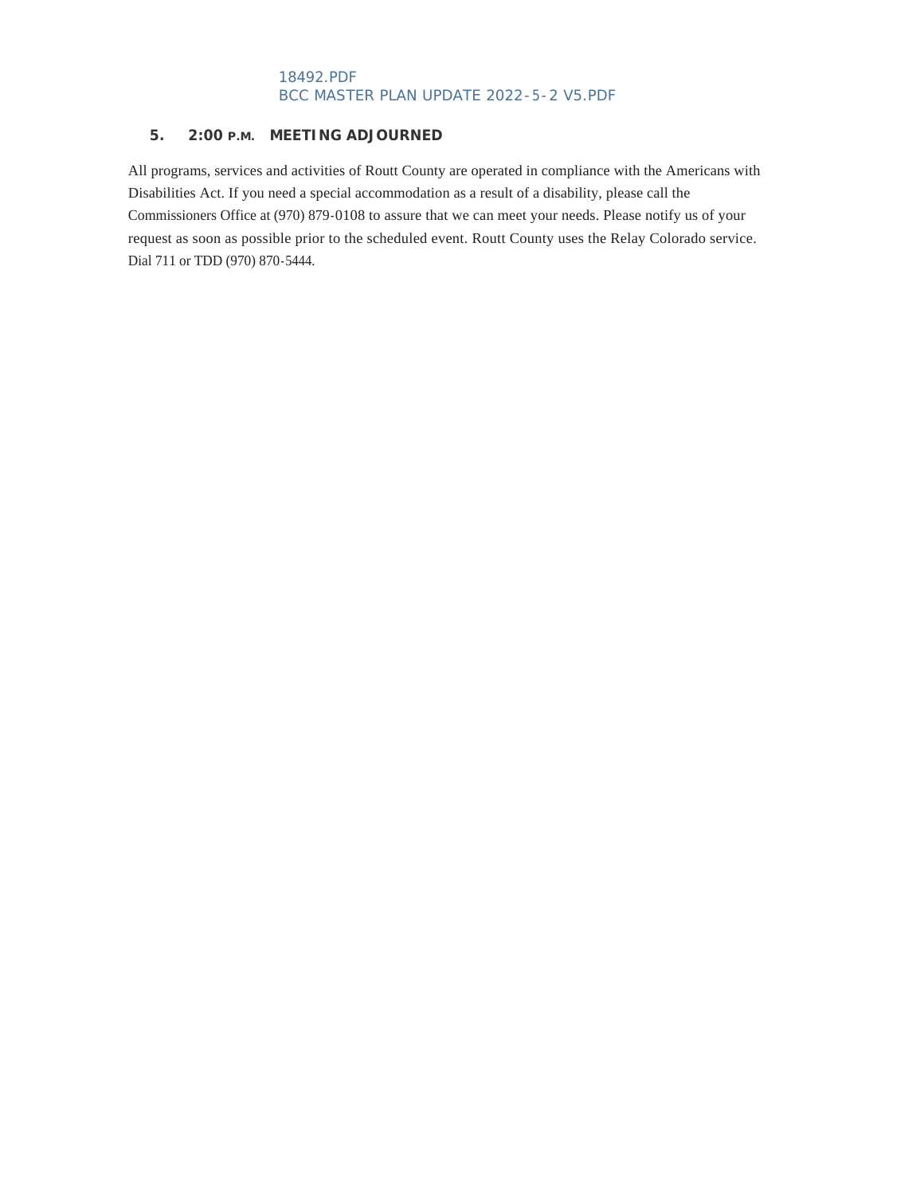18492.PDF
BCC MASTER PLAN UPDATE 2022-5-2 V5.PDF

**5. 2:00 P.M. MEETING ADJOURNED**

All programs, services and activities of Routt County are operated in compliance with the Americans with Disabilities Act. If you need a special accommodation as a result of a disability, please call the Commissioners Office at (970) 879-0108 to assure that we can meet your needs. Please notify us of your request as soon as possible prior to the scheduled event. Routt County uses the Relay Colorado service. Dial 711 or TDD (970) 870-5444.